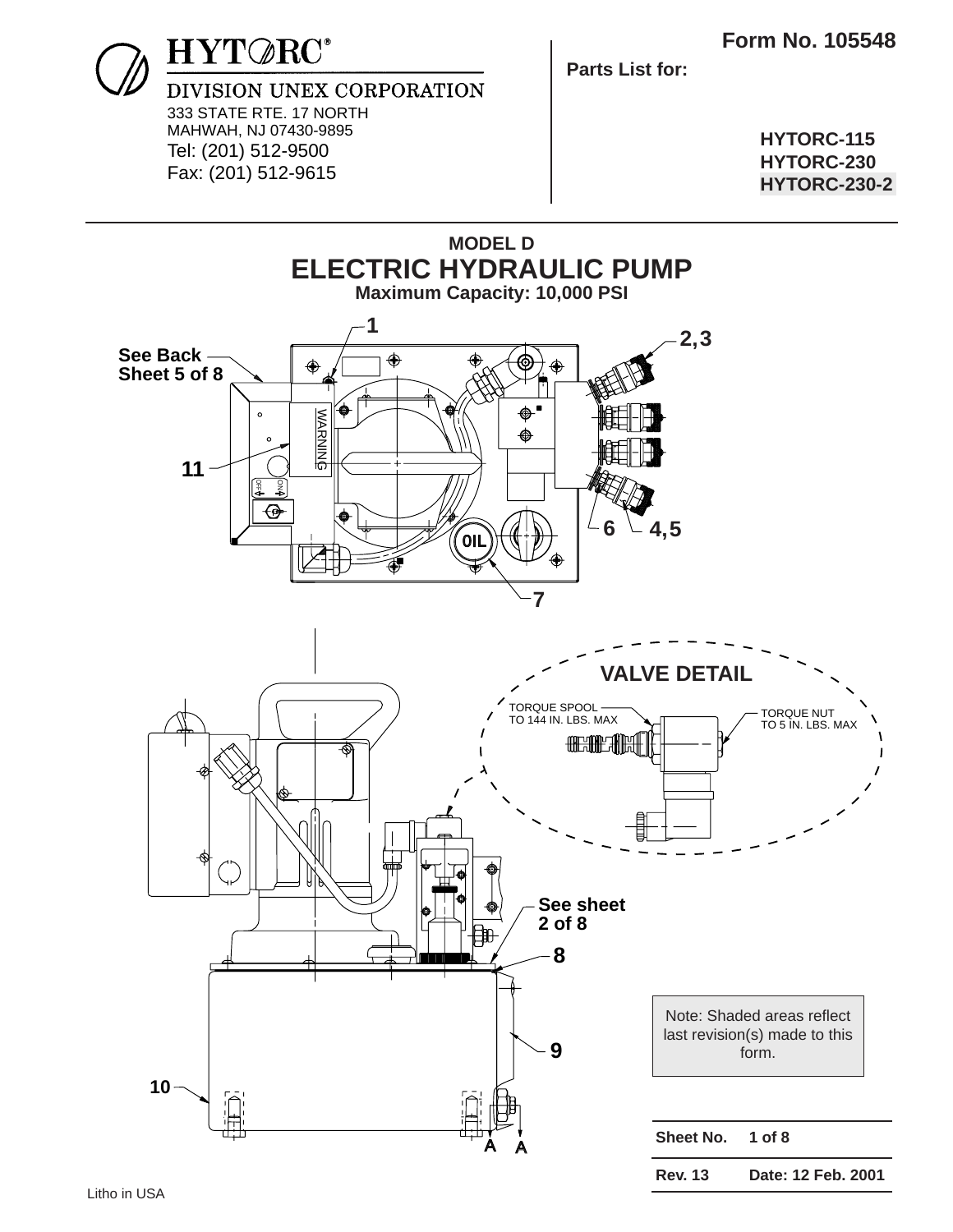**HYTORC®**

DIVISION UNEX CORPORATION

333 STATE RTE. 17 NORTH
MAHWAH, NJ 07430-9895
Tel: (201) 512-9500
Fax: (201) 512-9615

**Form No. 105548**

**Parts List for:**

**HYTORC-115**
**HYTORC-230**
**HYTORC-230-2**

## MODEL D
# ELECTRIC HYDRAULIC PUMP
**Maximum Capacity: 10,000 PSI**

See Back Sheet 5 of 8

1

2,3

11

WARNING

OFF ON

OIL

6

4,5

7

## VALVE DETAIL

TORQUE SPOOL TO 144 IN. LBS. MAX

TORQUE NUT TO 5 IN. LBS. MAX

See sheet 2 of 8

8

9

10

A A

Note: Shaded areas reflect last revision(s) made to this form.

| Sheet No. | 1 of 8 |
|---|---|
| Rev. 13 | Date: 12 Feb. 2001 |

Litho in USA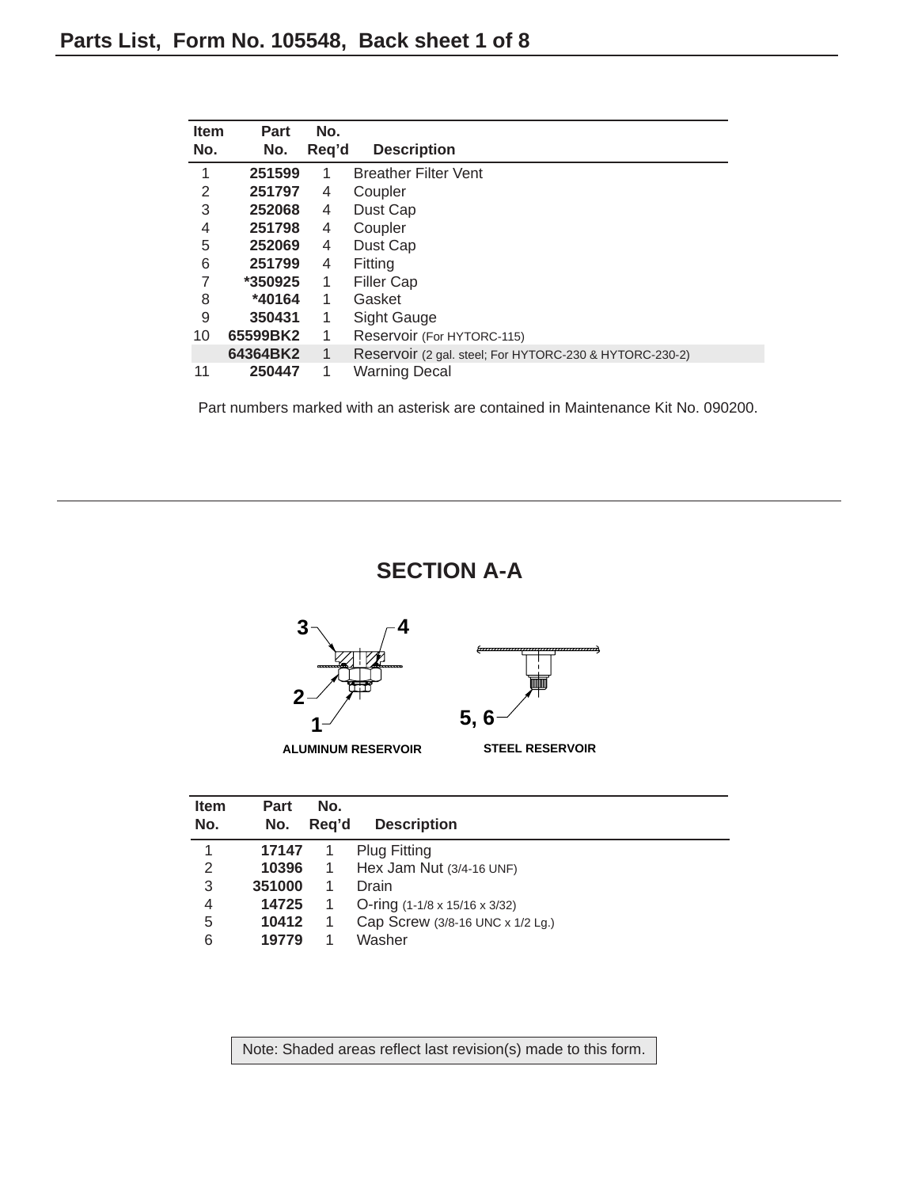## Parts List, Form No. 105548, Back sheet 1 of 8

| Item No. | Part No. | No. Req'd | Description |
|---|---|---|---|
| 1 | **251599** | 1 | Breather Filter Vent |
| 2 | **251797** | 4 | Coupler |
| 3 | **252068** | 4 | Dust Cap |
| 4 | **251798** | 4 | Coupler |
| 5 | **252069** | 4 | Dust Cap |
| 6 | **251799** | 4 | Fitting |
| 7 | ***350925** | 1 | Filler Cap |
| 8 | ***40164** | 1 | Gasket |
| 9 | **350431** | 1 | Sight Gauge |
| 10 | **65599BK2** | 1 | Reservoir (For HYTORC-115) |
| | **64364BK2** | 1 | Reservoir (2 gal. steel; For HYTORC-230 & HYTORC-230-2) |
| 11 | **250447** | 1 | Warning Decal |

Part numbers marked with an asterisk are contained in Maintenance Kit No. 090200.

## SECTION A-A

ALUMINUM RESERVOIR

STEEL RESERVOIR

| Item No. | Part No. | No. Req'd | Description |
|---|---|---|---|
| 1 | **17147** | 1 | Plug Fitting |
| 2 | **10396** | 1 | Hex Jam Nut (3/4-16 UNF) |
| 3 | **351000** | 1 | Drain |
| 4 | **14725** | 1 | O-ring (1-1/8 x 15/16 x 3/32) |
| 5 | **10412** | 1 | Cap Screw (3/8-16 UNC x 1/2 Lg.) |
| 6 | **19779** | 1 | Washer |

Note: Shaded areas reflect last revision(s) made to this form.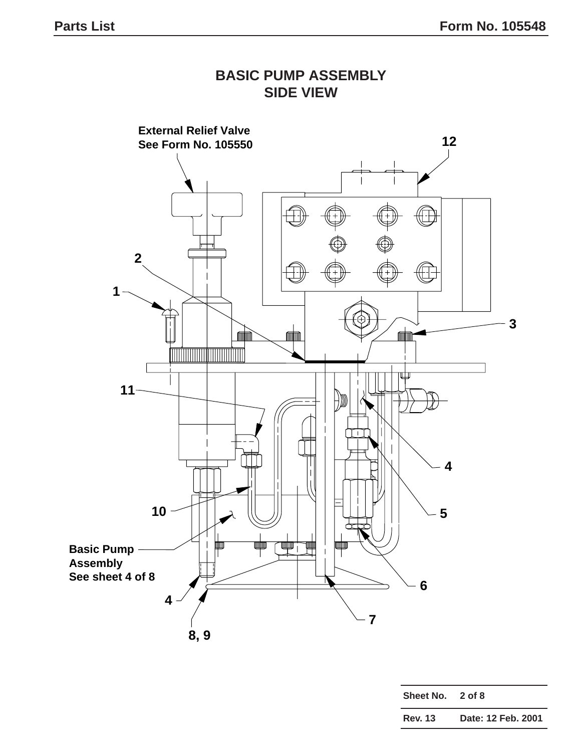# BASIC PUMP ASSEMBLY
## SIDE VIEW

External Relief Valve
See Form No. 105550

12

2

1

3

11

4

5

10

Basic Pump Assembly
See sheet 4 of 8

6

4

7

8, 9

| Sheet No. | 2 of 8 |
|---|---|
| Rev. 13 | Date: 12 Feb. 2001 |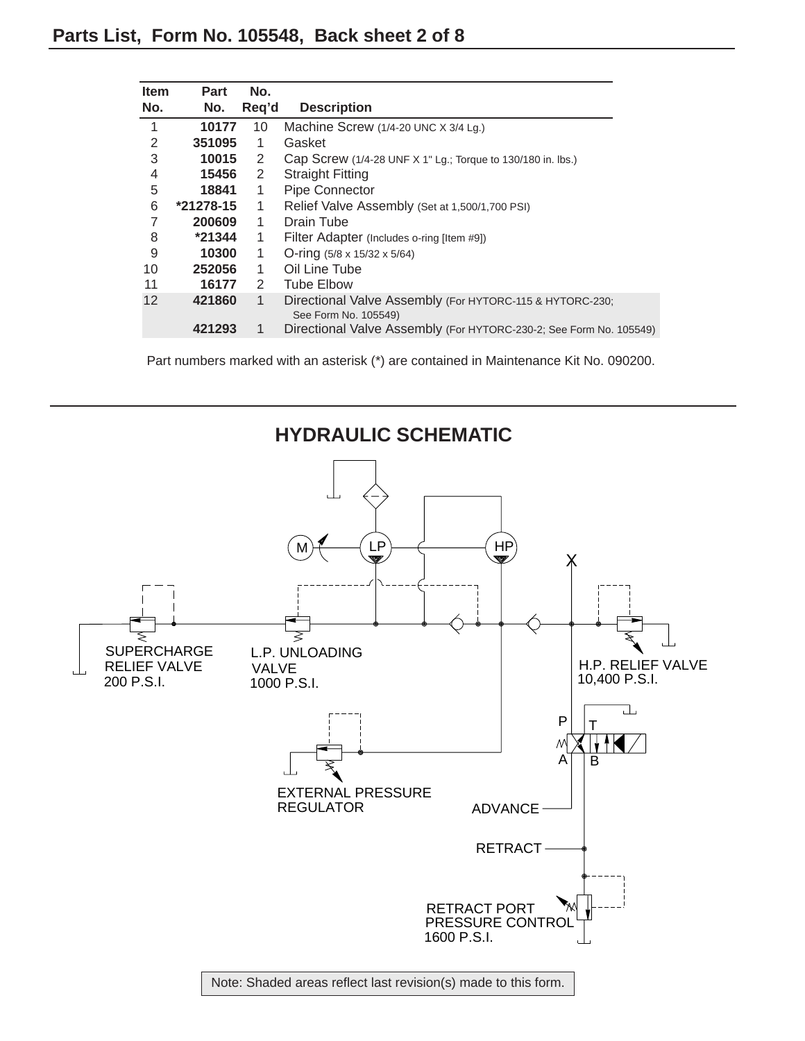## Parts List, Form No. 105548, Back sheet 2 of 8

| Item No. | Part No. | No. Req'd | Description |
|---|---|---|---|
| 1 | **10177** | 10 | Machine Screw (1/4-20 UNC X 3/4 Lg.) |
| 2 | **351095** | 1 | Gasket |
| 3 | **10015** | 2 | Cap Screw (1/4-28 UNF X 1" Lg.; Torque to 130/180 in. lbs.) |
| 4 | **15456** | 2 | Straight Fitting |
| 5 | **18841** | 1 | Pipe Connector |
| 6 | ***21278-15** | 1 | Relief Valve Assembly (Set at 1,500/1,700 PSI) |
| 7 | **200609** | 1 | Drain Tube |
| 8 | ***21344** | 1 | Filter Adapter (Includes o-ring [Item #9]) |
| 9 | **10300** | 1 | O-ring (5/8 x 15/32 x 5/64) |
| 10 | **252056** | 1 | Oil Line Tube |
| 11 | **16177** | 2 | Tube Elbow |
| 12 | **421860** | 1 | Directional Valve Assembly (For HYTORC-115 & HYTORC-230; See Form No. 105549) |
| | **421293** | 1 | Directional Valve Assembly (For HYTORC-230-2; See Form No. 105549) |

Part numbers marked with an asterisk (*) are contained in Maintenance Kit No. 090200.

## HYDRAULIC SCHEMATIC

M LP HP X

SUPERCHARGE RELIEF VALVE 200 P.S.I.

L.P. UNLOADING VALVE 1000 P.S.I.

H.P. RELIEF VALVE 10,400 P.S.I.

P T A B

EXTERNAL PRESSURE REGULATOR

ADVANCE

RETRACT

RETRACT PORT PRESSURE CONTROL 1600 P.S.I.

Note: Shaded areas reflect last revision(s) made to this form.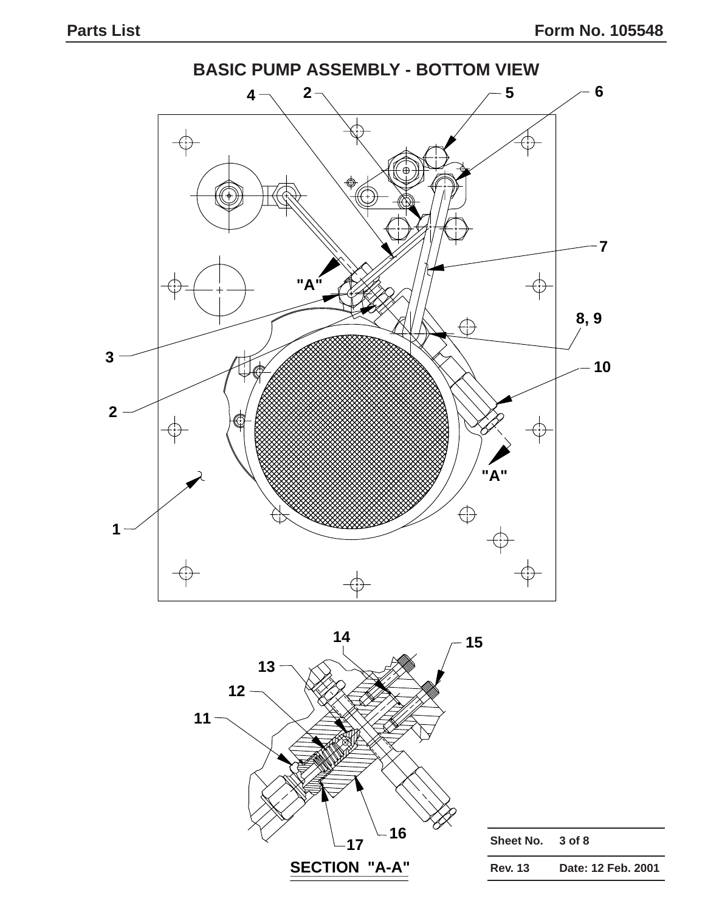## BASIC PUMP ASSEMBLY - BOTTOM VIEW

4 2 5 6

7

"A"

8, 9

3

10

2

"A"

1

14

15

13

12

11

16

17

SECTION "A-A"

| Sheet No. | 3 of 8 |
|---|---|
| Rev. 13 | Date: 12 Feb. 2001 |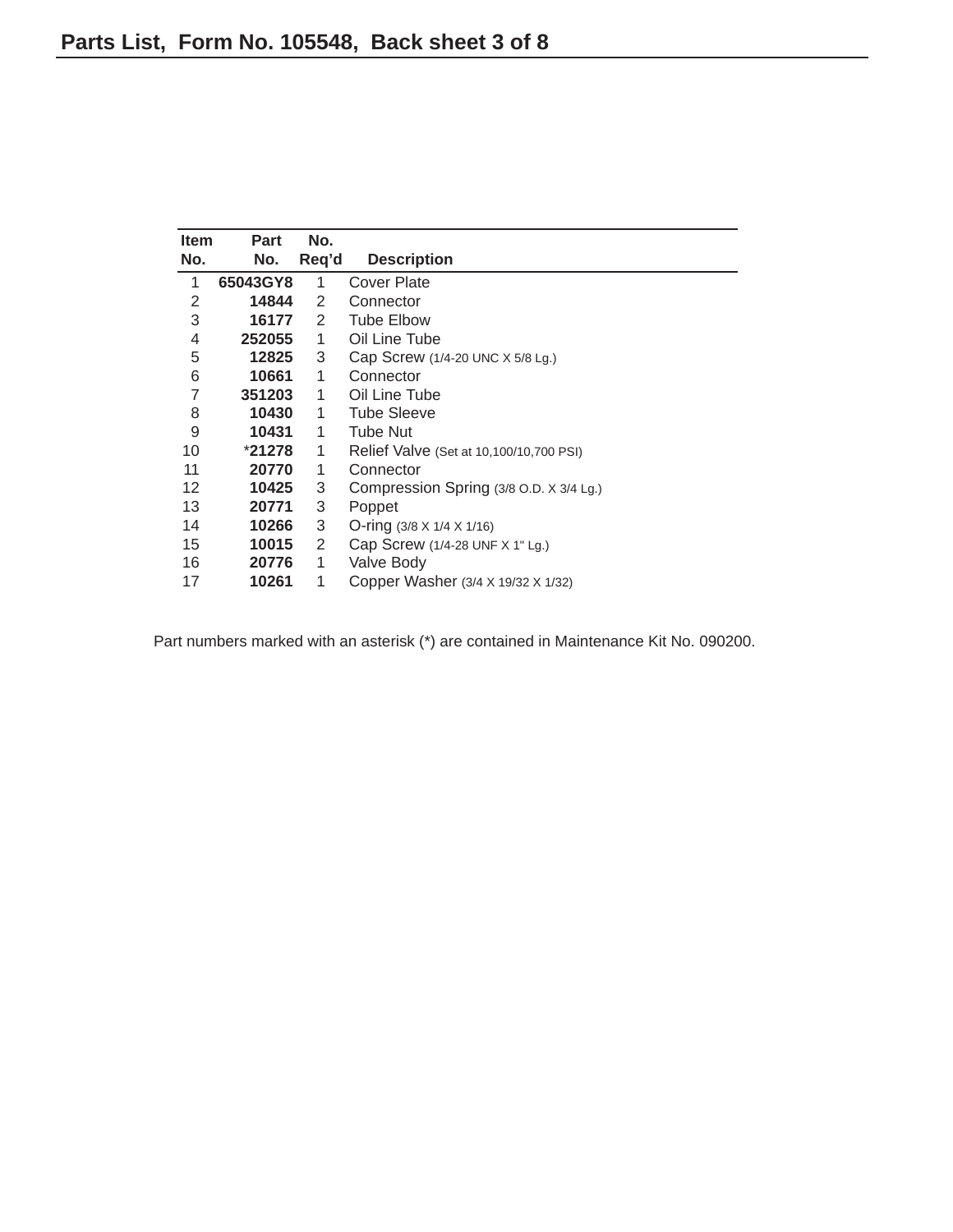## Parts List, Form No. 105548, Back sheet 3 of 8

| Item No. | Part No. | No. Req'd | Description |
|---|---|---|---|
| 1 | **65043GY8** | 1 | Cover Plate |
| 2 | **14844** | 2 | Connector |
| 3 | **16177** | 2 | Tube Elbow |
| 4 | **252055** | 1 | Oil Line Tube |
| 5 | **12825** | 3 | Cap Screw (1/4-20 UNC X 5/8 Lg.) |
| 6 | **10661** | 1 | Connector |
| 7 | **351203** | 1 | Oil Line Tube |
| 8 | **10430** | 1 | Tube Sleeve |
| 9 | **10431** | 1 | Tube Nut |
| 10 | *__21278__ | 1 | Relief Valve (Set at 10,100/10,700 PSI) |
| 11 | **20770** | 1 | Connector |
| 12 | **10425** | 3 | Compression Spring (3/8 O.D. X 3/4 Lg.) |
| 13 | **20771** | 3 | Poppet |
| 14 | **10266** | 3 | O-ring (3/8 X 1/4 X 1/16) |
| 15 | **10015** | 2 | Cap Screw (1/4-28 UNF X 1" Lg.) |
| 16 | **20776** | 1 | Valve Body |
| 17 | **10261** | 1 | Copper Washer (3/4 X 19/32 X 1/32) |

Part numbers marked with an asterisk (*) are contained in Maintenance Kit No. 090200.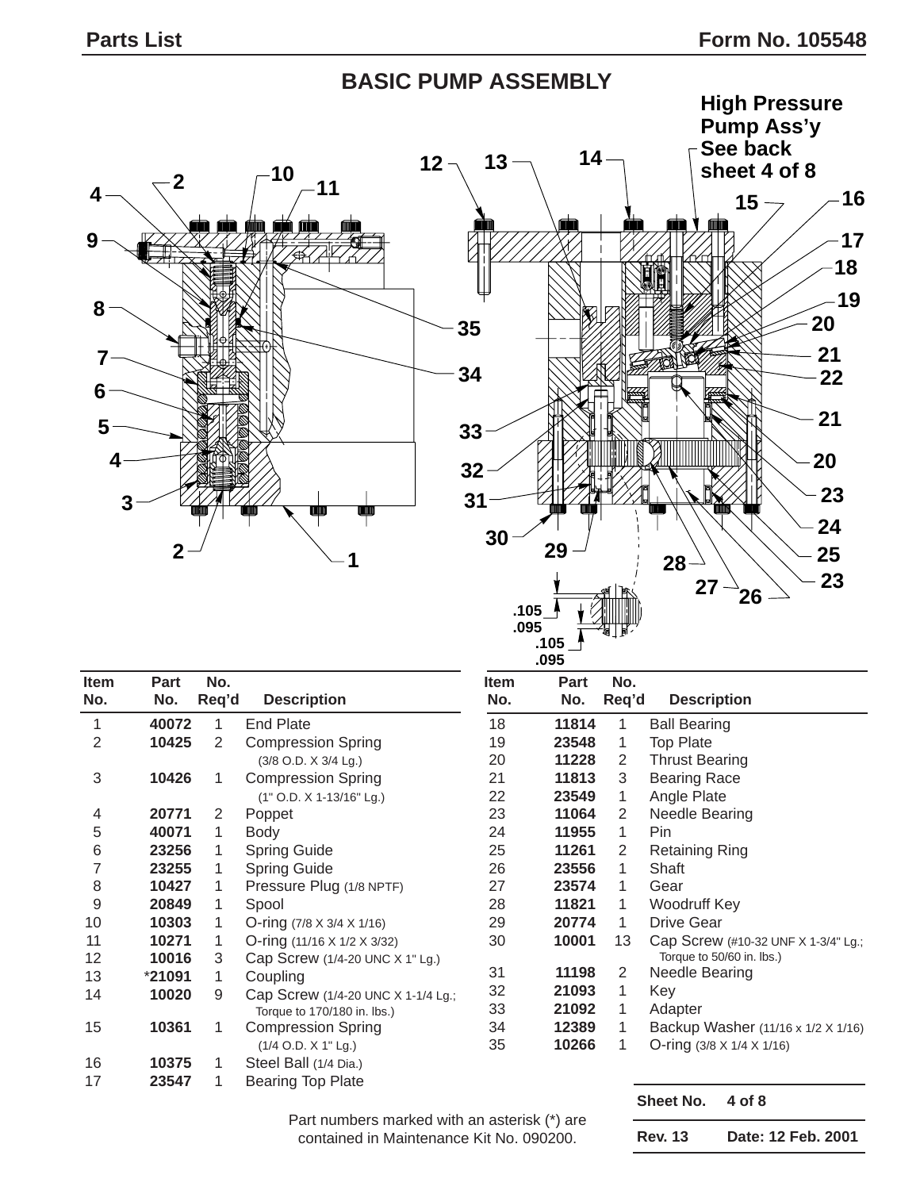# BASIC PUMP ASSEMBLY

High Pressure Pump Ass'y See back sheet 4 of 8

.105 / .095

.105 / .095

| Item No. | Part No. | No. Req'd | Description |
|---|---|---|---|
| 1 | 40072 | 1 | End Plate |
| 2 | 10425 | 2 | Compression Spring (3/8 O.D. X 3/4 Lg.) |
| 3 | 10426 | 1 | Compression Spring (1" O.D. X 1-13/16" Lg.) |
| 4 | 20771 | 2 | Poppet |
| 5 | 40071 | 1 | Body |
| 6 | 23256 | 1 | Spring Guide |
| 7 | 23255 | 1 | Spring Guide |
| 8 | 10427 | 1 | Pressure Plug (1/8 NPTF) |
| 9 | 20849 | 1 | Spool |
| 10 | 10303 | 1 | O-ring (7/8 X 3/4 X 1/16) |
| 11 | 10271 | 1 | O-ring (11/16 X 1/2 X 3/32) |
| 12 | 10016 | 3 | Cap Screw (1/4-20 UNC X 1" Lg.) |
| 13 | *21091 | 1 | Coupling |
| 14 | 10020 | 9 | Cap Screw (1/4-20 UNC X 1-1/4 Lg.; Torque to 170/180 in. lbs.) |
| 15 | 10361 | 1 | Compression Spring (1/4 O.D. X 1" Lg.) |
| 16 | 10375 | 1 | Steel Ball (1/4 Dia.) |
| 17 | 23547 | 1 | Bearing Top Plate |
| 18 | 11814 | 1 | Ball Bearing |
| 19 | 23548 | 1 | Top Plate |
| 20 | 11228 | 2 | Thrust Bearing |
| 21 | 11813 | 3 | Bearing Race |
| 22 | 23549 | 1 | Angle Plate |
| 23 | 11064 | 2 | Needle Bearing |
| 24 | 11955 | 1 | Pin |
| 25 | 11261 | 2 | Retaining Ring |
| 26 | 23556 | 1 | Shaft |
| 27 | 23574 | 1 | Gear |
| 28 | 11821 | 1 | Woodruff Key |
| 29 | 20774 | 1 | Drive Gear |
| 30 | 10001 | 13 | Cap Screw (#10-32 UNF X 1-3/4" Lg.; Torque to 50/60 in. lbs.) |
| 31 | 11198 | 2 | Needle Bearing |
| 32 | 21093 | 1 | Key |
| 33 | 21092 | 1 | Adapter |
| 34 | 12389 | 1 | Backup Washer (11/16 x 1/2 X 1/16) |
| 35 | 10266 | 1 | O-ring (3/8 X 1/4 X 1/16) |

Part numbers marked with an asterisk (*) are contained in Maintenance Kit No. 090200.

| Sheet No. | 4 of 8 |
|---|---|
| Rev. 13 | Date: 12 Feb. 2001 |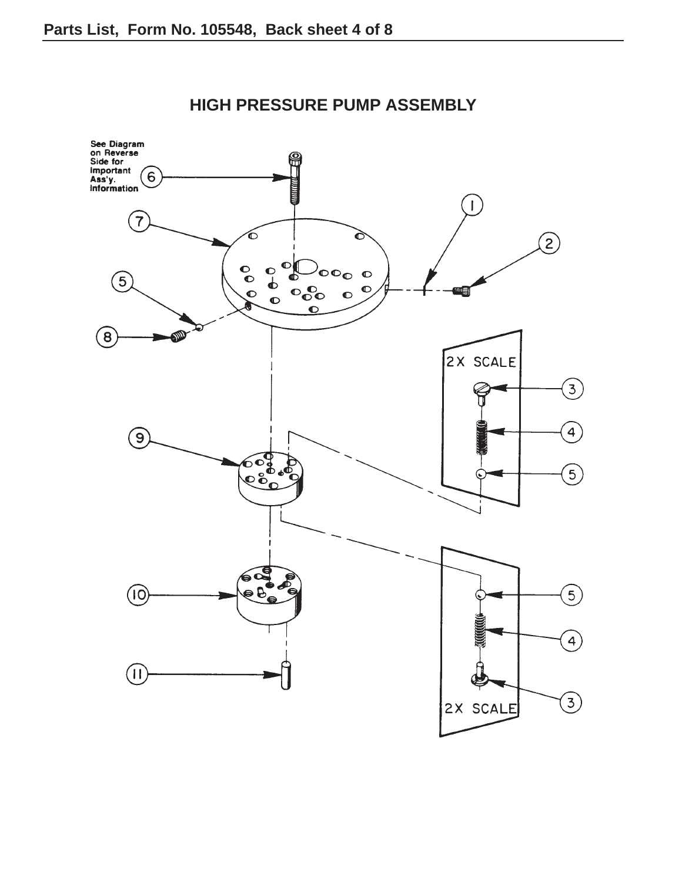# HIGH PRESSURE PUMP ASSEMBLY

See Diagram on Reverse Side for Important Ass'y. Information

2X SCALE

2X SCALE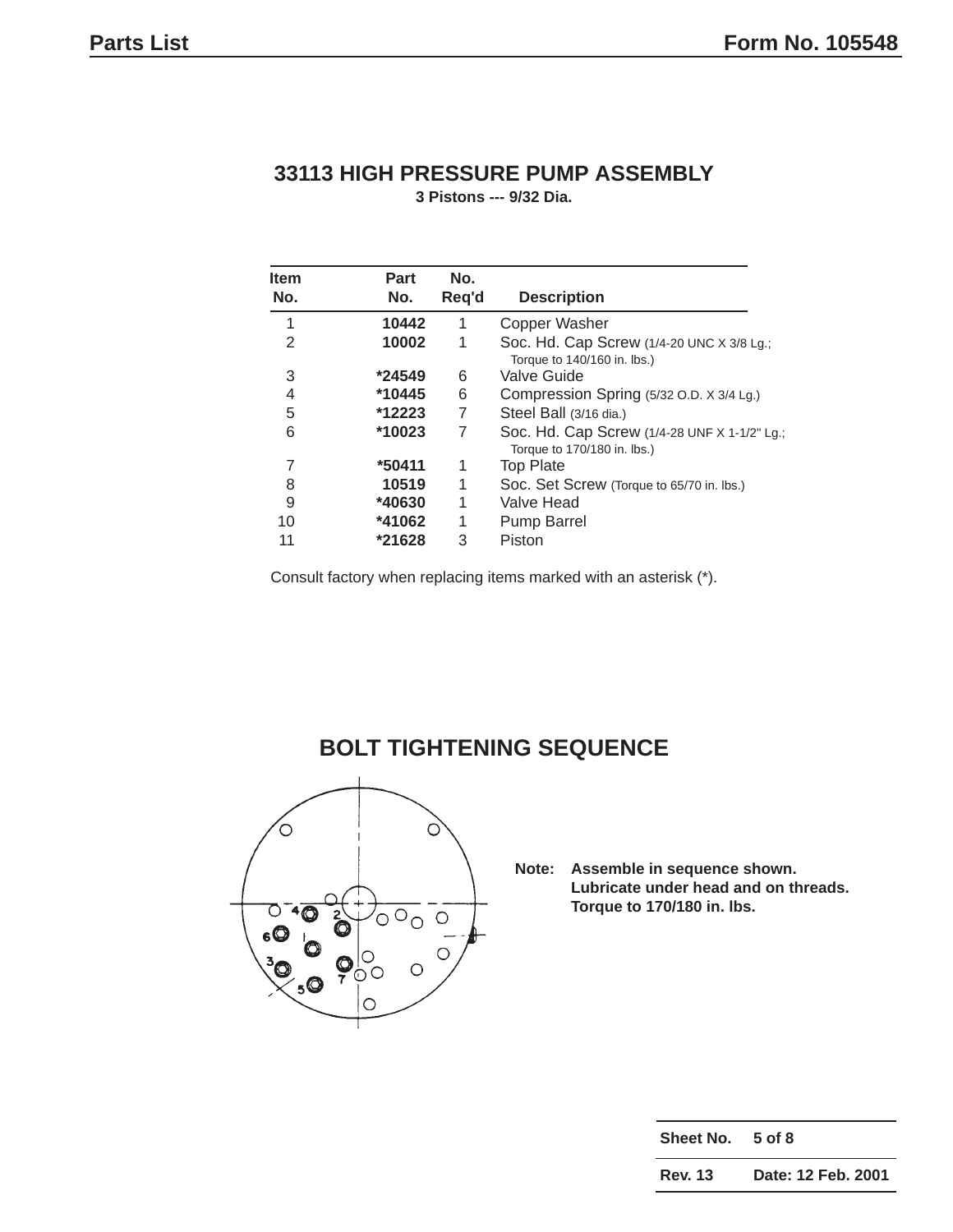# 33113 HIGH PRESSURE PUMP ASSEMBLY

**3 Pistons --- 9/32 Dia.**

| Item No. | Part No. | No. Req'd | Description |
|---|---|---|---|
| 1 | 10442 | 1 | Copper Washer |
| 2 | 10002 | 1 | Soc. Hd. Cap Screw (1/4-20 UNC X 3/8 Lg.; Torque to 140/160 in. lbs.) |
| 3 | *24549 | 6 | Valve Guide |
| 4 | *10445 | 6 | Compression Spring (5/32 O.D. X 3/4 Lg.) |
| 5 | *12223 | 7 | Steel Ball (3/16 dia.) |
| 6 | *10023 | 7 | Soc. Hd. Cap Screw (1/4-28 UNF X 1-1/2" Lg.; Torque to 170/180 in. lbs.) |
| 7 | *50411 | 1 | Top Plate |
| 8 | 10519 | 1 | Soc. Set Screw (Torque to 65/70 in. lbs.) |
| 9 | *40630 | 1 | Valve Head |
| 10 | *41062 | 1 | Pump Barrel |
| 11 | *21628 | 3 | Piston |

Consult factory when replacing items marked with an asterisk (*).

## BOLT TIGHTENING SEQUENCE

**Note: Assemble in sequence shown. Lubricate under head and on threads. Torque to 170/180 in. lbs.**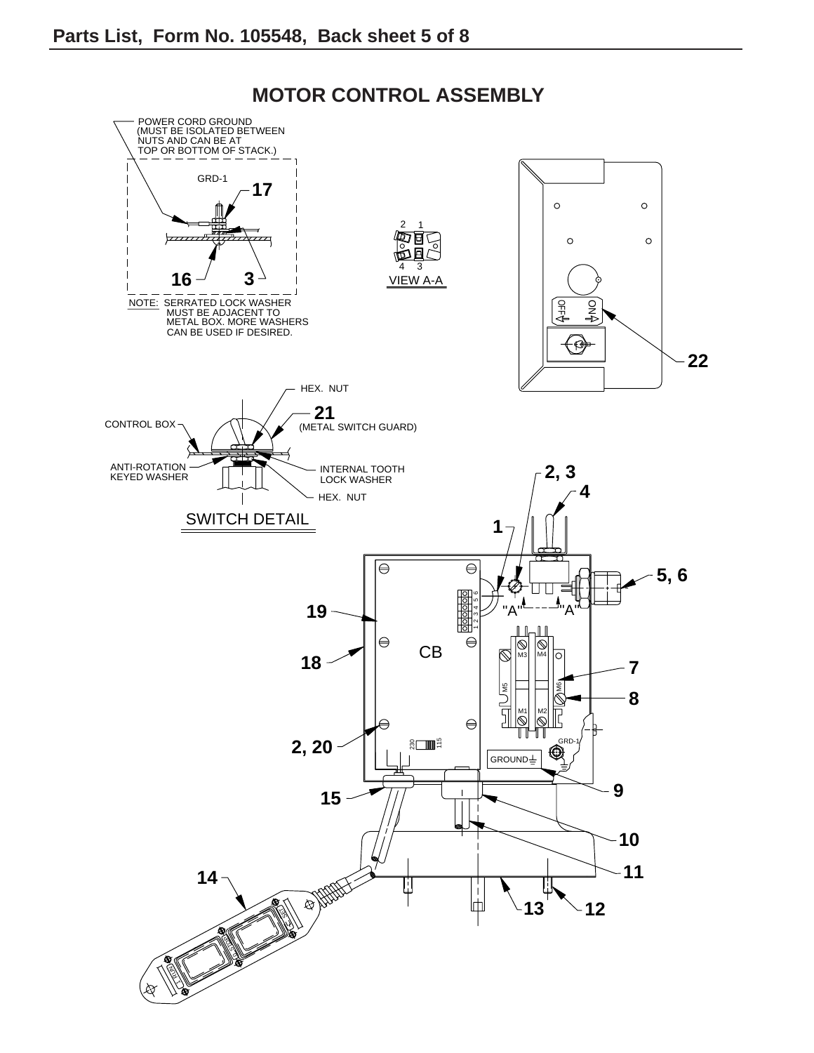Parts List, Form No. 105548, Back sheet 5 of 8

## MOTOR CONTROL ASSEMBLY

POWER CORD GROUND (MUST BE ISOLATED BETWEEN NUTS AND CAN BE AT TOP OR BOTTOM OF STACK.)

GRD-1

17

16

3

NOTE: SERRATED LOCK WASHER MUST BE ADJACENT TO METAL BOX. MORE WASHERS CAN BE USED IF DESIRED.

VIEW A-A

22

HEX. NUT

21 (METAL SWITCH GUARD)

CONTROL BOX

ANTI-ROTATION KEYED WASHER

INTERNAL TOOTH LOCK WASHER

HEX. NUT

SWITCH DETAIL

2, 3

4

1

5, 6

19

18

CB

7

8

2, 20

9

15

10

11

14

13

12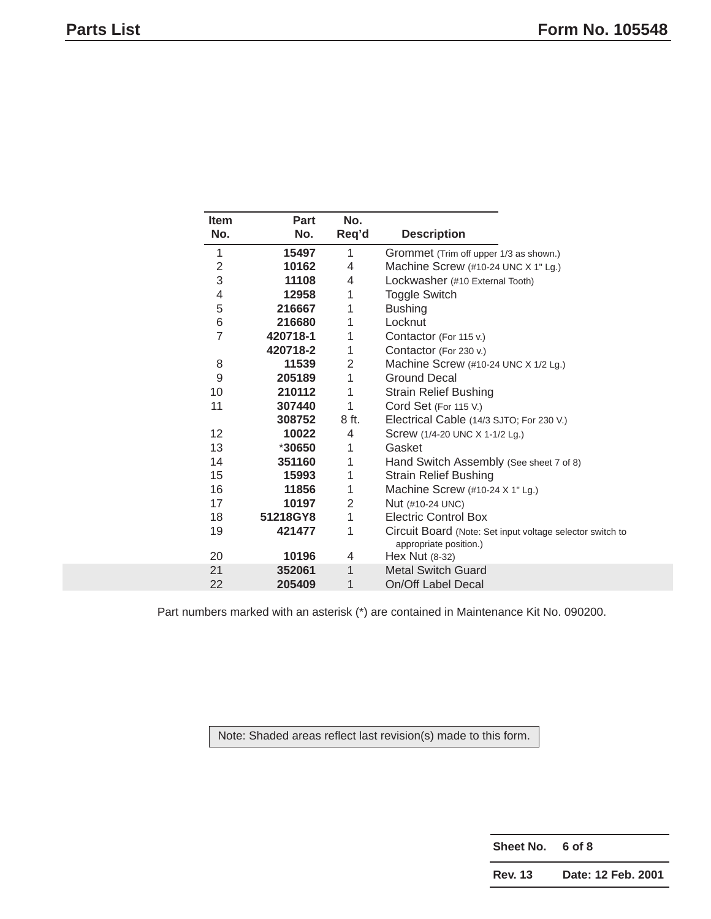# Parts List

**Form No. 105548**

| Item No. | Part No. | No. Req'd | Description |
|---|---|---|---|
| 1 | **15497** | 1 | Grommet (Trim off upper 1/3 as shown.) |
| 2 | **10162** | 4 | Machine Screw (#10-24 UNC X 1" Lg.) |
| 3 | **11108** | 4 | Lockwasher (#10 External Tooth) |
| 4 | **12958** | 1 | Toggle Switch |
| 5 | **216667** | 1 | Bushing |
| 6 | **216680** | 1 | Locknut |
| 7 | **420718-1** | 1 | Contactor (For 115 v.) |
|  | **420718-2** | 1 | Contactor (For 230 v.) |
| 8 | **11539** | 2 | Machine Screw (#10-24 UNC X 1/2 Lg.) |
| 9 | **205189** | 1 | Ground Decal |
| 10 | **210112** | 1 | Strain Relief Bushing |
| 11 | **307440** | 1 | Cord Set (For 115 V.) |
|  | **308752** | 8 ft. | Electrical Cable (14/3 SJTO; For 230 V.) |
| 12 | **10022** | 4 | Screw (1/4-20 UNC X 1-1/2 Lg.) |
| 13 | ***30650** | 1 | Gasket |
| 14 | **351160** | 1 | Hand Switch Assembly (See sheet 7 of 8) |
| 15 | **15993** | 1 | Strain Relief Bushing |
| 16 | **11856** | 1 | Machine Screw (#10-24 X 1" Lg.) |
| 17 | **10197** | 2 | Nut (#10-24 UNC) |
| 18 | **51218GY8** | 1 | Electric Control Box |
| 19 | **421477** | 1 | Circuit Board (Note: Set input voltage selector switch to appropriate position.) |
| 20 | **10196** | 4 | Hex Nut (8-32) |
| 21 | **352061** | 1 | Metal Switch Guard |
| 22 | **205409** | 1 | On/Off Label Decal |

Part numbers marked with an asterisk (*) are contained in Maintenance Kit No. 090200.

Note: Shaded areas reflect last revision(s) made to this form.

| **Sheet No.** | **6 of 8** |
|---|---|
| **Rev. 13** | **Date: 12 Feb. 2001** |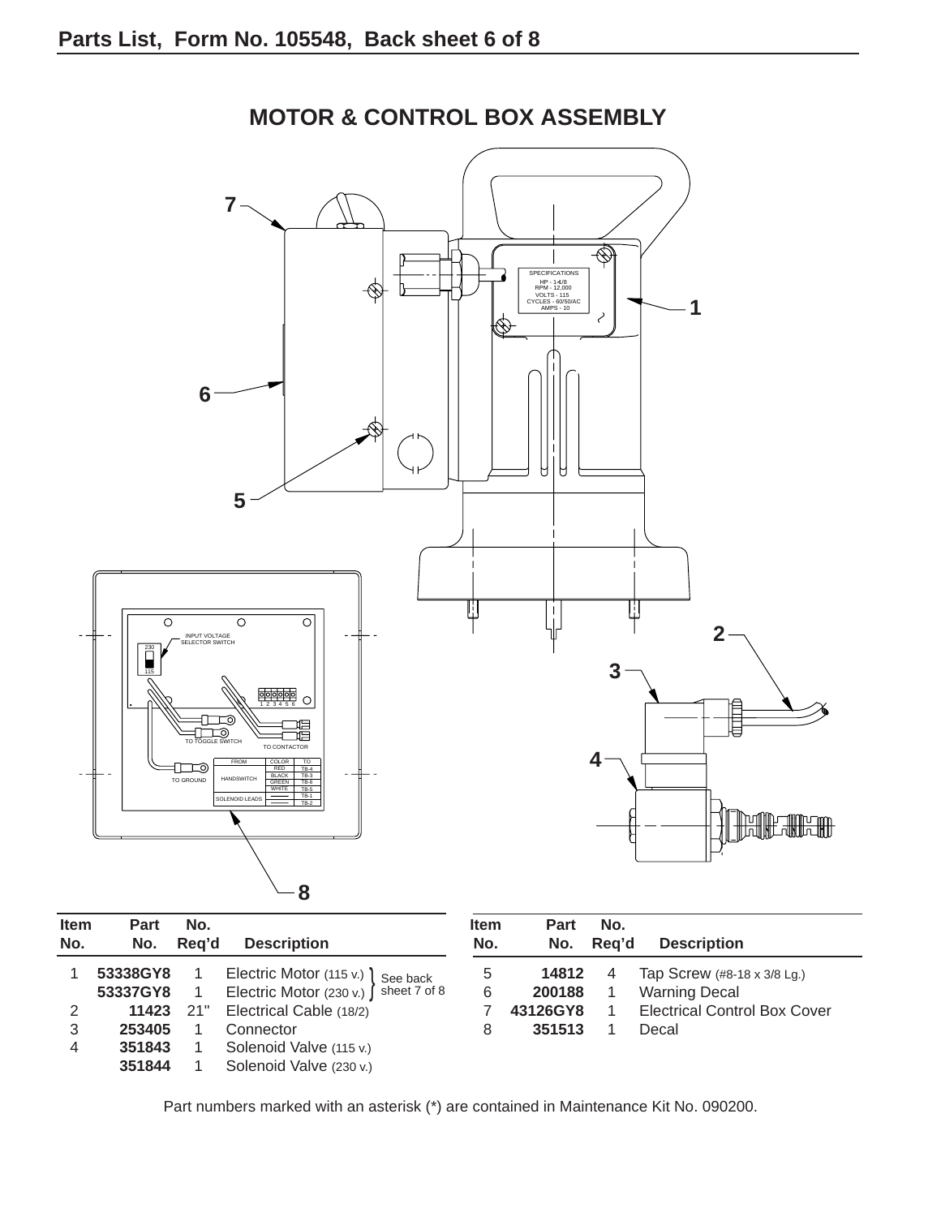## Parts List, Form No. 105548, Back sheet 6 of 8

# MOTOR & CONTROL BOX ASSEMBLY

| Item No. | Part No. | No. Req'd | Description |
|---|---|---|---|
| 1 | **53338GY8** | 1 | Electric Motor (115 v.) } See back sheet 7 of 8 |
| | **53337GY8** | 1 | Electric Motor (230 v.) } See back sheet 7 of 8 |
| 2 | **11423** | 21" | Electrical Cable (18/2) |
| 3 | **253405** | 1 | Connector |
| 4 | **351843** | 1 | Solenoid Valve (115 v.) |
| | **351844** | 1 | Solenoid Valve (230 v.) |
| 5 | **14812** | 4 | Tap Screw (#8-18 x 3/8 Lg.) |
| 6 | **200188** | 1 | Warning Decal |
| 7 | **43126GY8** | 1 | Electrical Control Box Cover |
| 8 | **351513** | 1 | Decal |

Part numbers marked with an asterisk (*) are contained in Maintenance Kit No. 090200.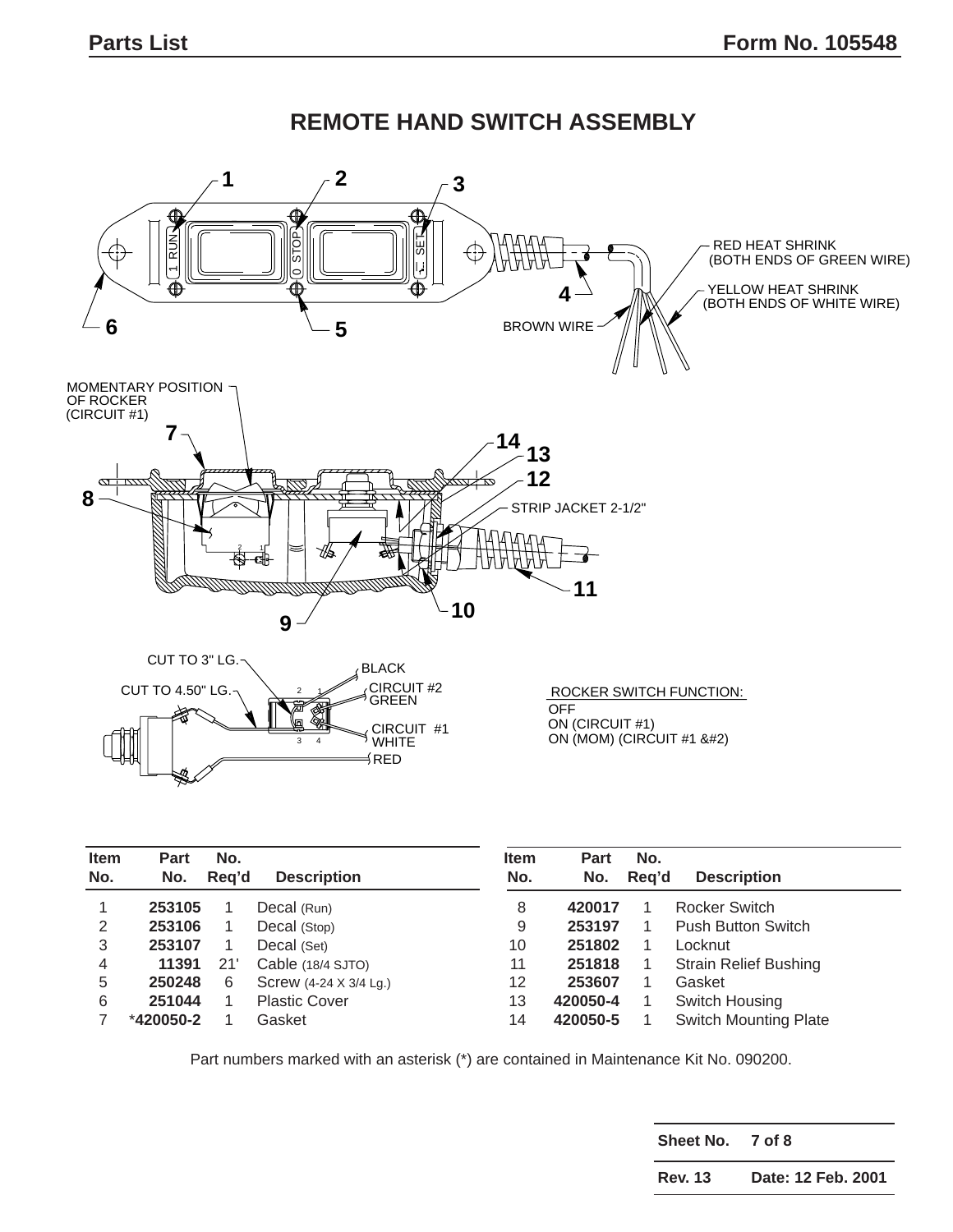# REMOTE HAND SWITCH ASSEMBLY

RED HEAT SHRINK (BOTH ENDS OF GREEN WIRE)

YELLOW HEAT SHRINK (BOTH ENDS OF WHITE WIRE)

BROWN WIRE

MOMENTARY POSITION OF ROCKER (CIRCUIT #1)

STRIP JACKET 2-1/2"

CUT TO 3" LG.

CUT TO 4.50" LG.

BLACK

CIRCUIT #2 GREEN

CIRCUIT #1 WHITE

RED

ROCKER SWITCH FUNCTION:
OFF
ON (CIRCUIT #1)
ON (MOM) (CIRCUIT #1 &#2)

| Item No. | Part No. | No. Req'd | Description |
|---|---|---|---|
| 1 | **253105** | 1 | Decal (Run) |
| 2 | **253106** | 1 | Decal (Stop) |
| 3 | **253107** | 1 | Decal (Set) |
| 4 | **11391** | 21' | Cable (18/4 SJTO) |
| 5 | **250248** | 6 | Screw (4-24 X 3/4 Lg.) |
| 6 | **251044** | 1 | Plastic Cover |
| 7 | ***420050-2** | 1 | Gasket |
| 8 | **420017** | 1 | Rocker Switch |
| 9 | **253197** | 1 | Push Button Switch |
| 10 | **251802** | 1 | Locknut |
| 11 | **251818** | 1 | Strain Relief Bushing |
| 12 | **253607** | 1 | Gasket |
| 13 | **420050-4** | 1 | Switch Housing |
| 14 | **420050-5** | 1 | Switch Mounting Plate |

Part numbers marked with an asterisk (*) are contained in Maintenance Kit No. 090200.

| Sheet No. | 7 of 8 |
|---|---|
| Rev. 13 | Date: 12 Feb. 2001 |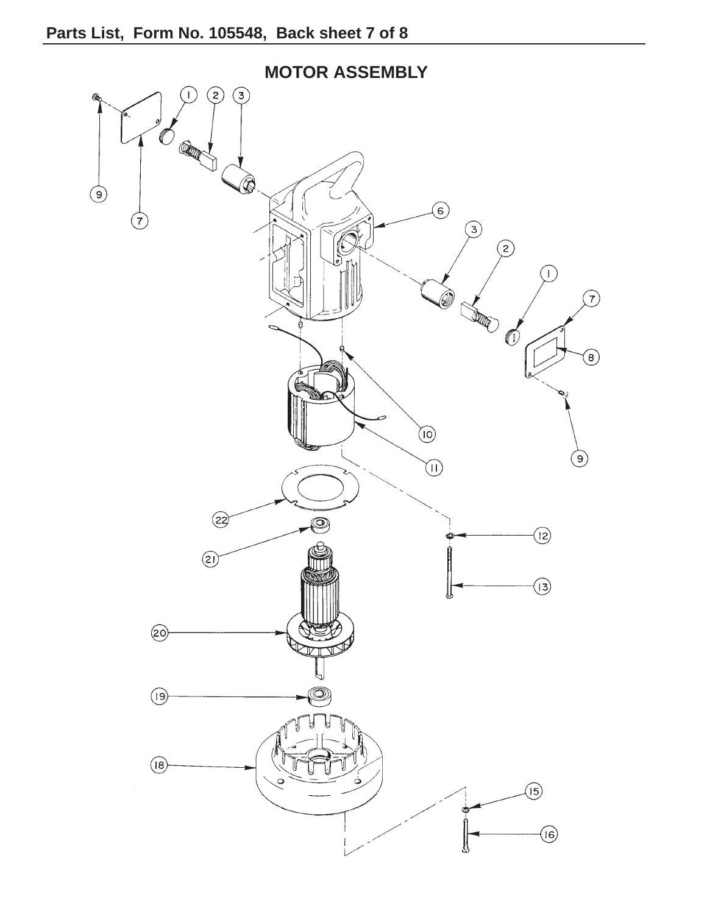# MOTOR ASSEMBLY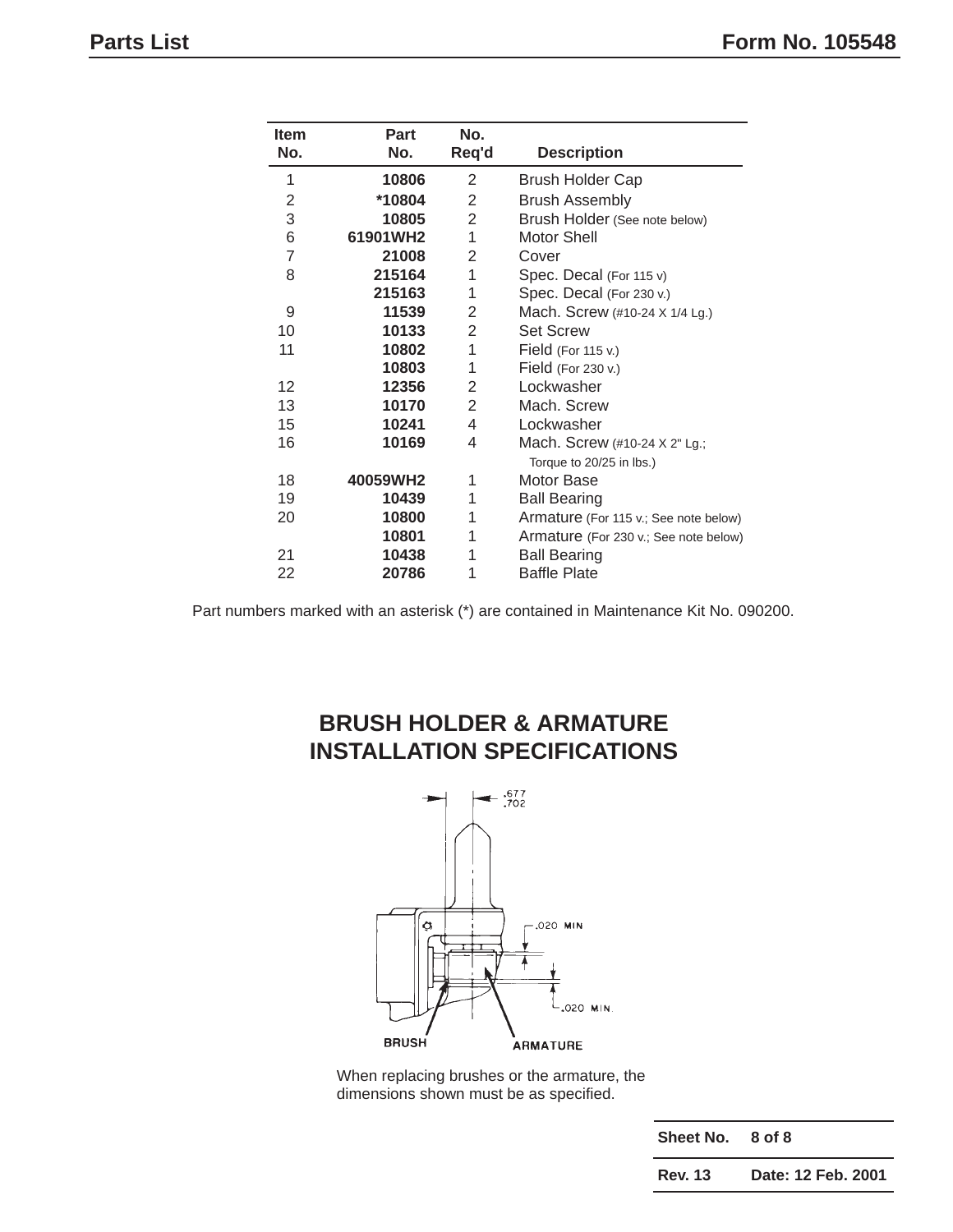| Item No. | Part No. | No. Req'd | Description |
|---|---|---|---|
| 1 | **10806** | 2 | Brush Holder Cap |
| 2 | ***10804** | 2 | Brush Assembly |
| 3 | **10805** | 2 | Brush Holder (See note below) |
| 6 | **61901WH2** | 1 | Motor Shell |
| 7 | **21008** | 2 | Cover |
| 8 | **215164** | 1 | Spec. Decal (For 115 v) |
| | **215163** | 1 | Spec. Decal (For 230 v.) |
| 9 | **11539** | 2 | Mach. Screw (#10-24 X 1/4 Lg.) |
| 10 | **10133** | 2 | Set Screw |
| 11 | **10802** | 1 | Field (For 115 v.) |
| | **10803** | 1 | Field (For 230 v.) |
| 12 | **12356** | 2 | Lockwasher |
| 13 | **10170** | 2 | Mach. Screw |
| 15 | **10241** | 4 | Lockwasher |
| 16 | **10169** | 4 | Mach. Screw (#10-24 X 2" Lg.; Torque to 20/25 in lbs.) |
| 18 | **40059WH2** | 1 | Motor Base |
| 19 | **10439** | 1 | Ball Bearing |
| 20 | **10800** | 1 | Armature (For 115 v.; See note below) |
| | **10801** | 1 | Armature (For 230 v.; See note below) |
| 21 | **10438** | 1 | Ball Bearing |
| 22 | **20786** | 1 | Baffle Plate |

Part numbers marked with an asterisk (*) are contained in Maintenance Kit No. 090200.

## BRUSH HOLDER & ARMATURE INSTALLATION SPECIFICATIONS

.677
.702

.020 MIN

.020 MIN.

BRUSH

ARMATURE

When replacing brushes or the armature, the dimensions shown must be as specified.

| Sheet No. | 8 of 8 |
|---|---|
| Rev. 13 | Date: 12 Feb. 2001 |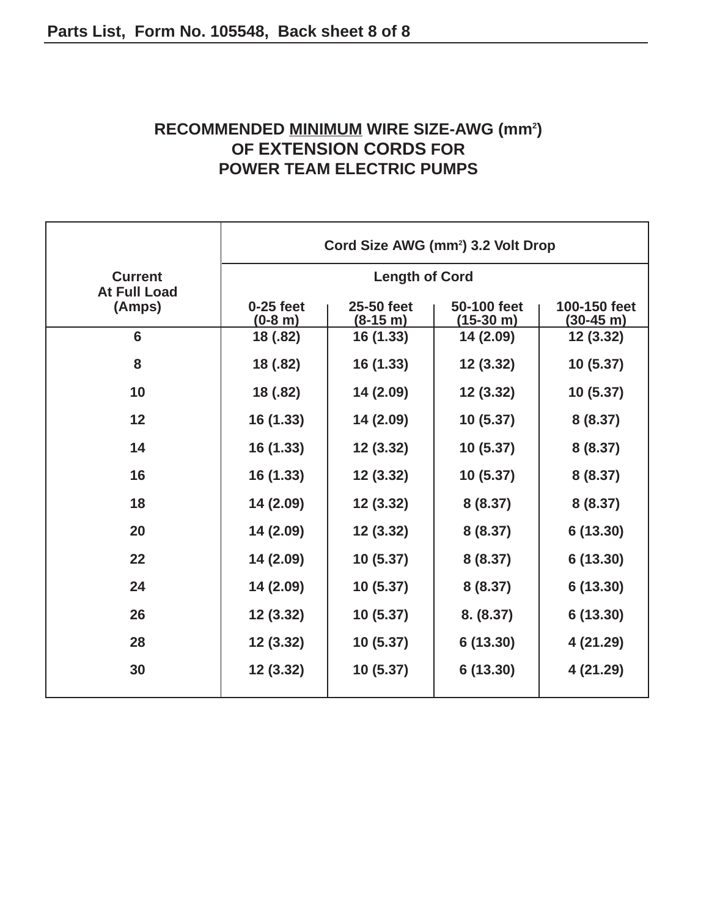# RECOMMENDED MINIMUM WIRE SIZE-AWG (mm²) OF EXTENSION CORDS FOR POWER TEAM ELECTRIC PUMPS

| Current At Full Load (Amps) | Cord Size AWG (mm²) 3.2 Volt Drop | | | |
|---|---|---|---|---|
| | Length of Cord | | | |
| | 0-25 feet (0-8 m) | 25-50 feet (8-15 m) | 50-100 feet (15-30 m) | 100-150 feet (30-45 m) |
| 6 | 18 (.82) | 16 (1.33) | 14 (2.09) | 12 (3.32) |
| 8 | 18 (.82) | 16 (1.33) | 12 (3.32) | 10 (5.37) |
| 10 | 18 (.82) | 14 (2.09) | 12 (3.32) | 10 (5.37) |
| 12 | 16 (1.33) | 14 (2.09) | 10 (5.37) | 8 (8.37) |
| 14 | 16 (1.33) | 12 (3.32) | 10 (5.37) | 8 (8.37) |
| 16 | 16 (1.33) | 12 (3.32) | 10 (5.37) | 8 (8.37) |
| 18 | 14 (2.09) | 12 (3.32) | 8 (8.37) | 8 (8.37) |
| 20 | 14 (2.09) | 12 (3.32) | 8 (8.37) | 6 (13.30) |
| 22 | 14 (2.09) | 10 (5.37) | 8 (8.37) | 6 (13.30) |
| 24 | 14 (2.09) | 10 (5.37) | 8 (8.37) | 6 (13.30) |
| 26 | 12 (3.32) | 10 (5.37) | 8. (8.37) | 6 (13.30) |
| 28 | 12 (3.32) | 10 (5.37) | 6 (13.30) | 4 (21.29) |
| 30 | 12 (3.32) | 10 (5.37) | 6 (13.30) | 4 (21.29) |